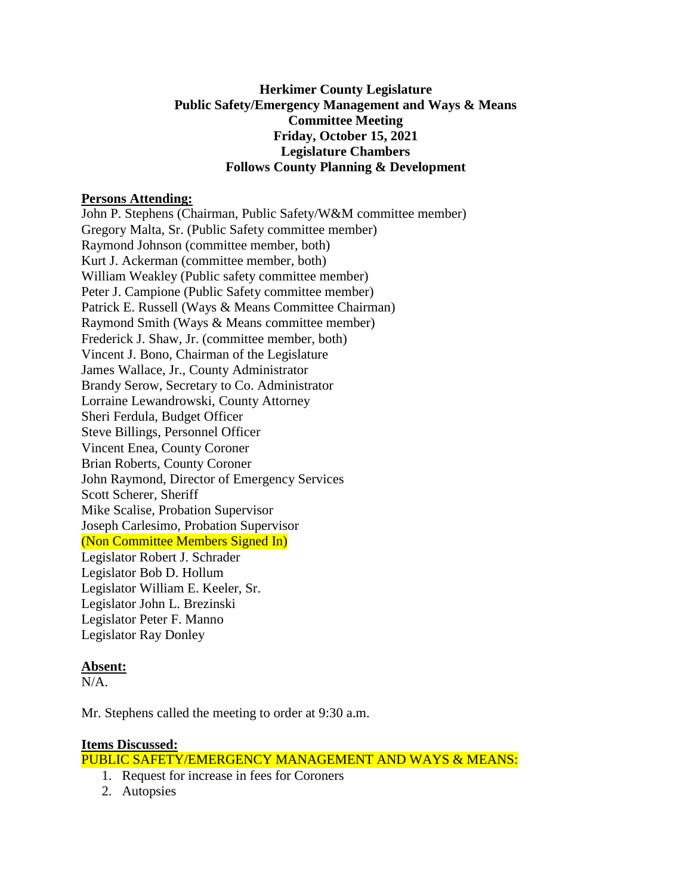# Herkimer County Legislature
## Public Safety/Emergency Management and Ways & Means Committee Meeting
**Friday, October 15, 2021**
**Legislature Chambers**
**Follows County Planning & Development**

**Persons Attending:**

John P. Stephens (Chairman, Public Safety/W&M committee member)
Gregory Malta, Sr. (Public Safety committee member)
Raymond Johnson (committee member, both)
Kurt J. Ackerman (committee member, both)
William Weakley (Public safety committee member)
Peter J. Campione (Public Safety committee member)
Patrick E. Russell (Ways & Means Committee Chairman)
Raymond Smith (Ways & Means committee member)
Frederick J. Shaw, Jr. (committee member, both)
Vincent J. Bono, Chairman of the Legislature
James Wallace, Jr., County Administrator
Brandy Serow, Secretary to Co. Administrator
Lorraine Lewandrowski, County Attorney
Sheri Ferdula, Budget Officer
Steve Billings, Personnel Officer
Vincent Enea, County Coroner
Brian Roberts, County Coroner
John Raymond, Director of Emergency Services
Scott Scherer, Sheriff
Mike Scalise, Probation Supervisor
Joseph Carlesimo, Probation Supervisor
(Non Committee Members Signed In)
Legislator Robert J. Schrader
Legislator Bob D. Hollum
Legislator William E. Keeler, Sr.
Legislator John L. Brezinski
Legislator Peter F. Manno
Legislator Ray Donley

**Absent:**

N/A.

Mr. Stephens called the meeting to order at 9:30 a.m.

**Items Discussed:**

PUBLIC SAFETY/EMERGENCY MANAGEMENT AND WAYS & MEANS:

1. Request for increase in fees for Coroners
2. Autopsies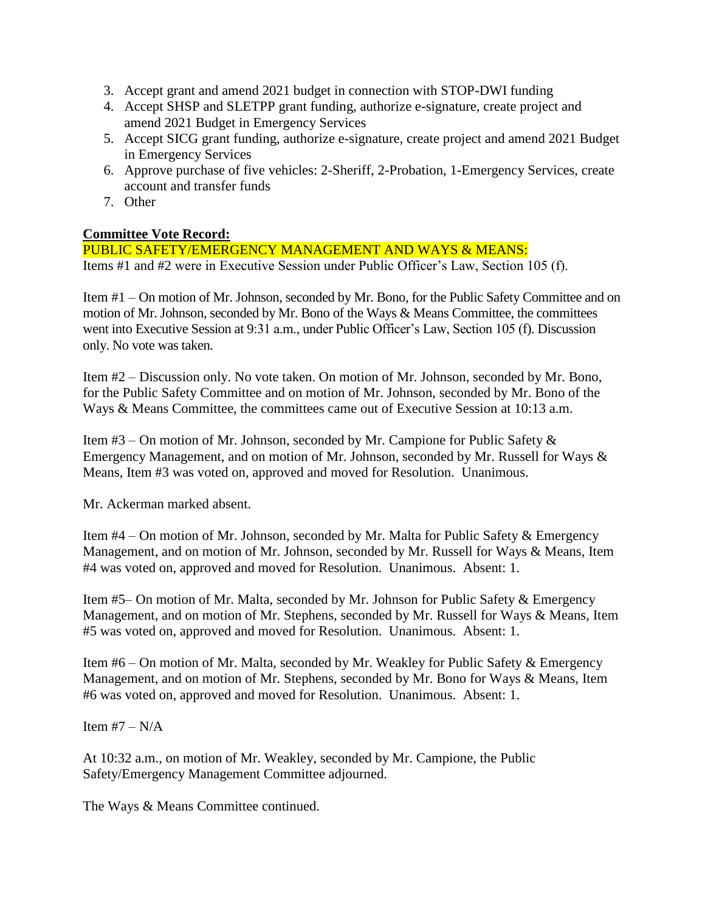3. Accept grant and amend 2021 budget in connection with STOP-DWI funding
4. Accept SHSP and SLETPP grant funding, authorize e-signature, create project and amend 2021 Budget in Emergency Services
5. Accept SICG grant funding, authorize e-signature, create project and amend 2021 Budget in Emergency Services
6. Approve purchase of five vehicles: 2-Sheriff, 2-Probation, 1-Emergency Services, create account and transfer funds
7. Other

**Committee Vote Record:**

PUBLIC SAFETY/EMERGENCY MANAGEMENT AND WAYS & MEANS:

Items #1 and #2 were in Executive Session under Public Officer's Law, Section 105 (f).

Item #1 – On motion of Mr. Johnson, seconded by Mr. Bono, for the Public Safety Committee and on motion of Mr. Johnson, seconded by Mr. Bono of the Ways & Means Committee, the committees went into Executive Session at 9:31 a.m., under Public Officer's Law, Section 105 (f). Discussion only. No vote was taken.

Item #2 – Discussion only. No vote taken. On motion of Mr. Johnson, seconded by Mr. Bono, for the Public Safety Committee and on motion of Mr. Johnson, seconded by Mr. Bono of the Ways & Means Committee, the committees came out of Executive Session at 10:13 a.m.

Item #3 – On motion of Mr. Johnson, seconded by Mr. Campione for Public Safety & Emergency Management, and on motion of Mr. Johnson, seconded by Mr. Russell for Ways & Means, Item #3 was voted on, approved and moved for Resolution. Unanimous.

Mr. Ackerman marked absent.

Item #4 – On motion of Mr. Johnson, seconded by Mr. Malta for Public Safety & Emergency Management, and on motion of Mr. Johnson, seconded by Mr. Russell for Ways & Means, Item #4 was voted on, approved and moved for Resolution. Unanimous. Absent: 1.

Item #5– On motion of Mr. Malta, seconded by Mr. Johnson for Public Safety & Emergency Management, and on motion of Mr. Stephens, seconded by Mr. Russell for Ways & Means, Item #5 was voted on, approved and moved for Resolution. Unanimous. Absent: 1.

Item #6 – On motion of Mr. Malta, seconded by Mr. Weakley for Public Safety & Emergency Management, and on motion of Mr. Stephens, seconded by Mr. Bono for Ways & Means, Item #6 was voted on, approved and moved for Resolution. Unanimous. Absent: 1.

Item #7 – N/A

At 10:32 a.m., on motion of Mr. Weakley, seconded by Mr. Campione, the Public Safety/Emergency Management Committee adjourned.

The Ways & Means Committee continued.